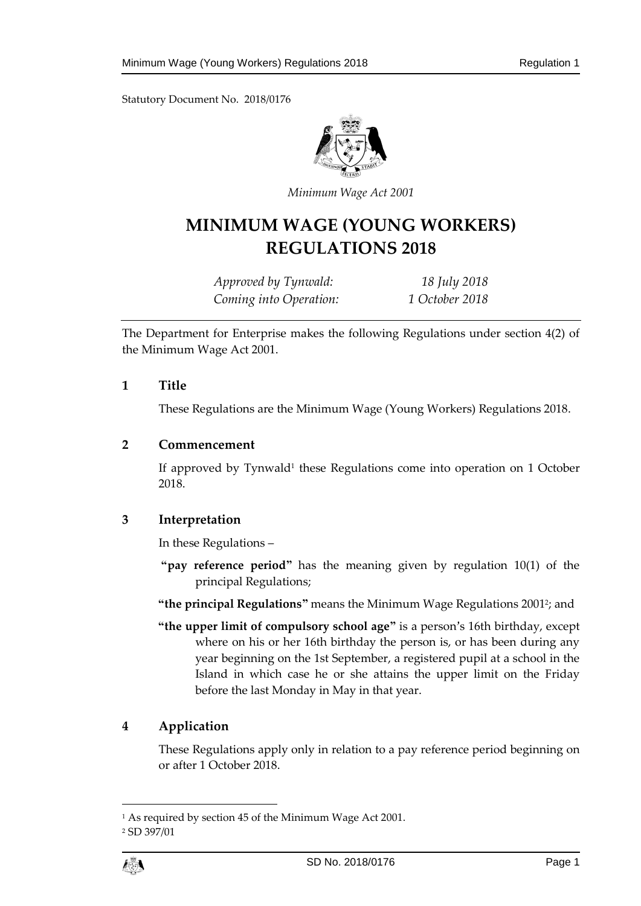Statutory Document No. 2018/0176

*Minimum Wage Act 2001*

# MINIMUM WAGE (YOUNG WORKERS) REGULATIONS 2018

*Approved by Tynwald:* *18 July 2018*
*Coming into Operation:* *1 October 2018*

The Department for Enterprise makes the following Regulations under section 4(2) of the Minimum Wage Act 2001.

## 1 Title

These Regulations are the Minimum Wage (Young Workers) Regulations 2018.

## 2 Commencement

If approved by Tynwald[1] these Regulations come into operation on 1 October 2018.

## 3 Interpretation

In these Regulations –

**"pay reference period"** has the meaning given by regulation 10(1) of the principal Regulations;

**"the principal Regulations"** means the Minimum Wage Regulations 2001[2]; and

**"the upper limit of compulsory school age"** is a person's 16th birthday, except where on his or her 16th birthday the person is, or has been during any year beginning on the 1st September, a registered pupil at a school in the Island in which case he or she attains the upper limit on the Friday before the last Monday in May in that year.

## 4 Application

These Regulations apply only in relation to a pay reference period beginning on or after 1 October 2018.

---

[1] As required by section 45 of the Minimum Wage Act 2001.

[2] SD 397/01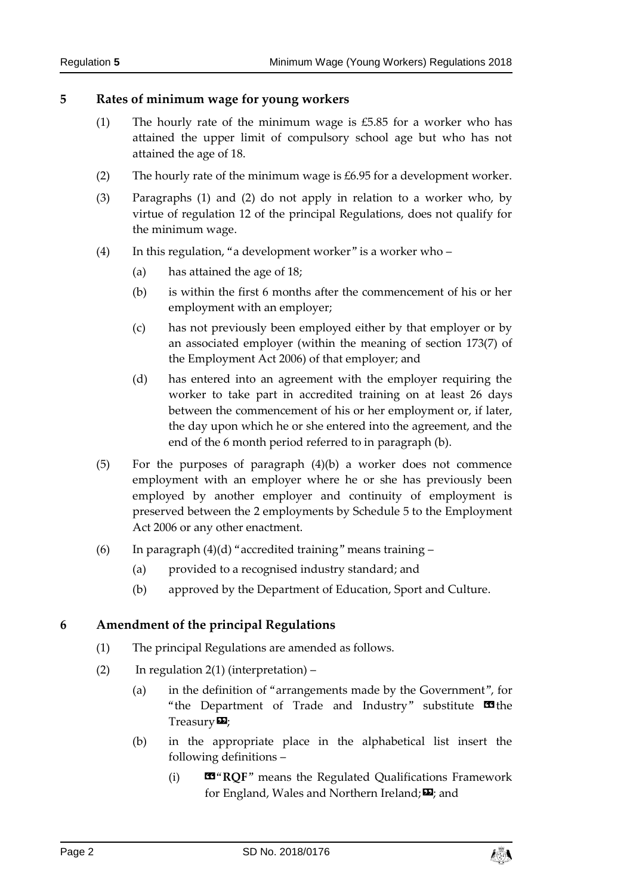## 5 Rates of minimum wage for young workers

(1) The hourly rate of the minimum wage is £5.85 for a worker who has attained the upper limit of compulsory school age but who has not attained the age of 18.

(2) The hourly rate of the minimum wage is £6.95 for a development worker.

(3) Paragraphs (1) and (2) do not apply in relation to a worker who, by virtue of regulation 12 of the principal Regulations, does not qualify for the minimum wage.

(4) In this regulation, "a development worker" is a worker who –

(a) has attained the age of 18;

(b) is within the first 6 months after the commencement of his or her employment with an employer;

(c) has not previously been employed either by that employer or by an associated employer (within the meaning of section 173(7) of the Employment Act 2006) of that employer; and

(d) has entered into an agreement with the employer requiring the worker to take part in accredited training on at least 26 days between the commencement of his or her employment or, if later, the day upon which he or she entered into the agreement, and the end of the 6 month period referred to in paragraph (b).

(5) For the purposes of paragraph (4)(b) a worker does not commence employment with an employer where he or she has previously been employed by another employer and continuity of employment is preserved between the 2 employments by Schedule 5 to the Employment Act 2006 or any other enactment.

(6) In paragraph (4)(d) "accredited training" means training –

(a) provided to a recognised industry standard; and

(b) approved by the Department of Education, Sport and Culture.

## 6 Amendment of the principal Regulations

(1) The principal Regulations are amended as follows.

(2) In regulation 2(1) (interpretation) –

(a) in the definition of "arrangements made by the Government", for "the Department of Trade and Industry" substitute «the Treasury»;

(b) in the appropriate place in the alphabetical list insert the following definitions –

(i) «"**RQF**" means the Regulated Qualifications Framework for England, Wales and Northern Ireland;»; and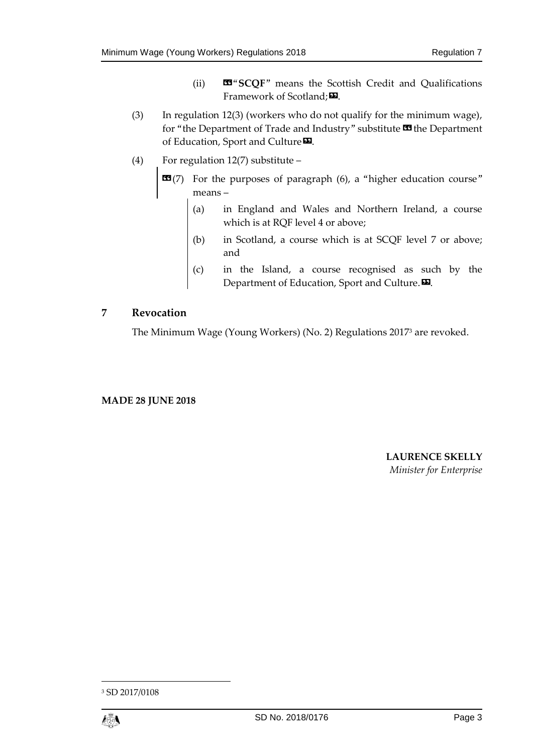(ii) «"**SCQF**" means the Scottish Credit and Qualifications Framework of Scotland;».

(3) In regulation 12(3) (workers who do not qualify for the minimum wage), for "the Department of Trade and Industry" substitute «the Department of Education, Sport and Culture».

(4) For regulation 12(7) substitute –

«(7) For the purposes of paragraph (6), a "higher education course" means –

(a) in England and Wales and Northern Ireland, a course which is at RQF level 4 or above;

(b) in Scotland, a course which is at SCQF level 7 or above; and

(c) in the Island, a course recognised as such by the Department of Education, Sport and Culture.».

## 7 Revocation

The Minimum Wage (Young Workers) (No. 2) Regulations 2017[3] are revoked.

**MADE 28 JUNE 2018**

**LAURENCE SKELLY**
*Minister for Enterprise*

[3] SD 2017/0108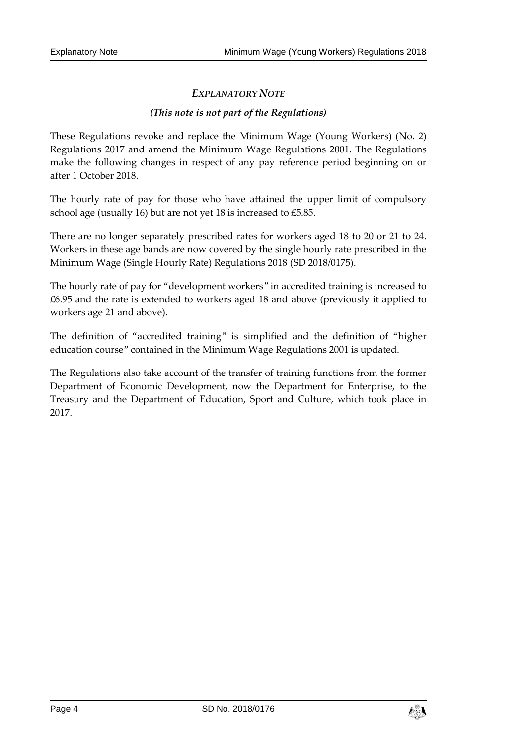## *EXPLANATORY NOTE*

***(This note is not part of the Regulations)***

These Regulations revoke and replace the Minimum Wage (Young Workers) (No. 2) Regulations 2017 and amend the Minimum Wage Regulations 2001. The Regulations make the following changes in respect of any pay reference period beginning on or after 1 October 2018.

The hourly rate of pay for those who have attained the upper limit of compulsory school age (usually 16) but are not yet 18 is increased to £5.85.

There are no longer separately prescribed rates for workers aged 18 to 20 or 21 to 24. Workers in these age bands are now covered by the single hourly rate prescribed in the Minimum Wage (Single Hourly Rate) Regulations 2018 (SD 2018/0175).

The hourly rate of pay for "development workers" in accredited training is increased to £6.95 and the rate is extended to workers aged 18 and above (previously it applied to workers age 21 and above).

The definition of "accredited training" is simplified and the definition of "higher education course" contained in the Minimum Wage Regulations 2001 is updated.

The Regulations also take account of the transfer of training functions from the former Department of Economic Development, now the Department for Enterprise, to the Treasury and the Department of Education, Sport and Culture, which took place in 2017.